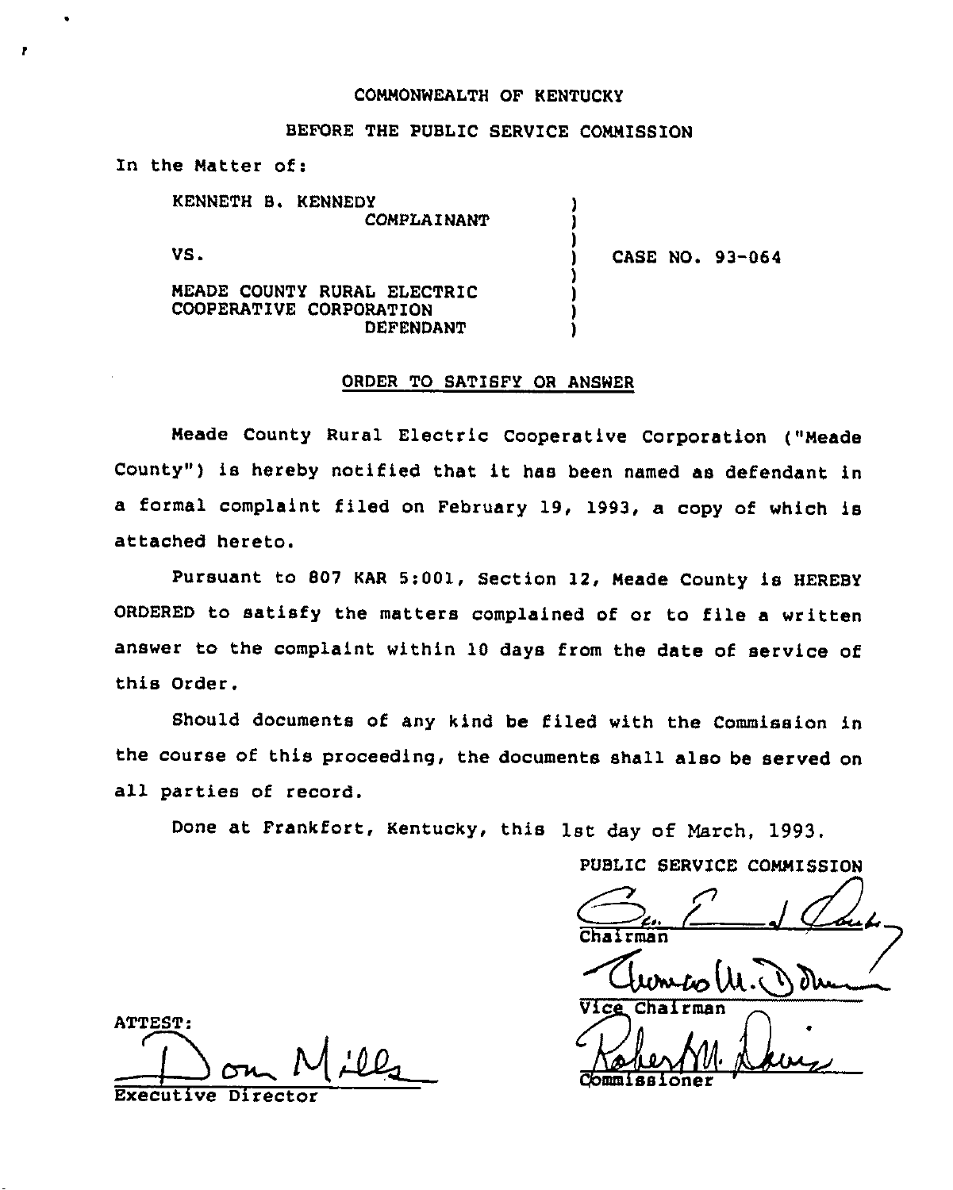COMMONWEALTH OF KENTUCKY

BEFORE THE PUBLIC SERVICE COMMISSION

In the Matter of:

KENNETH B. KENNEDY
COMPLAINANT

VS.

MEADE COUNTY RURAL ELECTRIC COOPERATIVE CORPORATION
DEFENDANT

CASE NO. 93-064

ORDER TO SATISFY OR ANSWER

Meade County Rural Electric Cooperative Corporation ("Meade County") is hereby notified that it has been named as defendant in a formal complaint filed on February 19, 1993, a copy of which is attached hereto.

Pursuant to 807 KAR 5:001, Section 12, Meade County is HEREBY ORDERED to satisfy the matters complained of or to file a written answer to the complaint within 10 days from the date of service of this Order.

Should documents of any kind be filed with the Commission in the course of this proceeding, the documents shall also be served on all parties of record.

Done at Frankfort, Kentucky, this 1st day of March, 1993.

PUBLIC SERVICE COMMISSION

Chairman

Vice Chairman

Commissioner

ATTEST:

Executive Director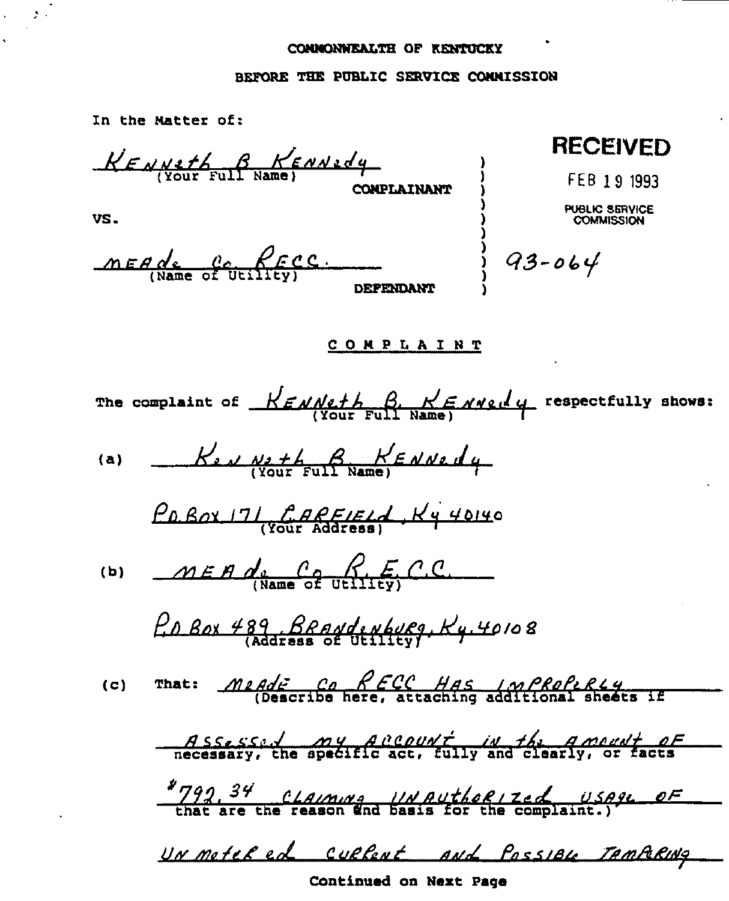COMMONWEALTH OF KENTUCKY

BEFORE THE PUBLIC SERVICE COMMISSION

In the Matter of:

KENNeth B KENNedy
(Your Full Name)
COMPLAINANT

VS.

MEAde Co. RECC.
(Name of Utility)
DEFENDANT

**RECEIVED**

FEB 19 1993

PUBLIC SERVICE COMMISSION

93-064

## C O M P L A I N T

The complaint of KENNeth B. KENNedy (Your Full Name) respectfully shows:

(a) KeNNeth B. KENNedy
(Your Full Name)

PO BOX 171 GARFIELD, Ky 40140
(Your Address)

(b) MEAde Co R.E.C.C.
(Name of Utility)

P.O Box 489, Brandenburg, Ky. 40108
(Address of Utility)

(c) That: MEADE CO RECC HAS IMPROPERLY ASSESSED MY ACCOUNT IN THE AMOUNT OF $792.34 CLAIMING UNAUTHORIZED USAGE OF UNMETERED CURRENT AND POSSIBLE TAMPERING
(Describe here, attaching additional sheets if necessary, the specific act, fully and clearly, or facts that are the reason and basis for the complaint.)

Continued on Next Page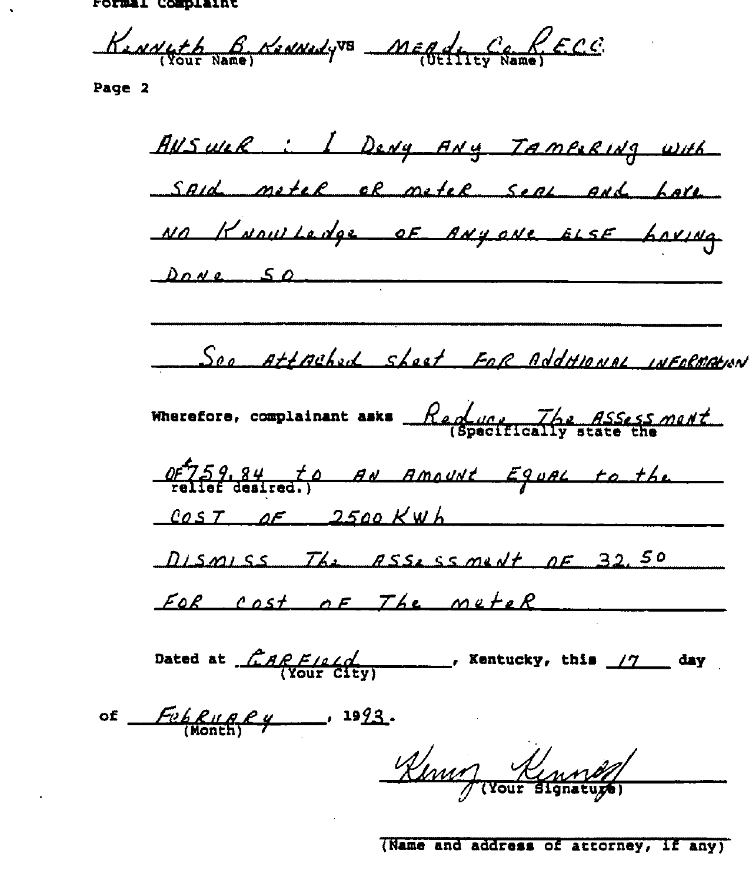Formal Complaint

Kenneth B. Kennedy vs Meade Co. R.E.C.C.
(Your Name) (Utility Name)

Page 2

ANSWER : I Deny Any Tampering with said meter or meter seal and have no knowledge of anyone else having done so

See attached sheet for additional information

Wherefore, complainant asks Reduce The Assessment (Specifically state the of $759.84 to an amount equal to the relief desired.) cost of 2500 KWh

Dismiss The assessment of 32.50 for cost of The meter

Dated at Garfield (Your City), Kentucky, this 17 day of February (Month), 1993.

Kenny Kennedy
(Your Signature)

(Name and address of attorney, if any)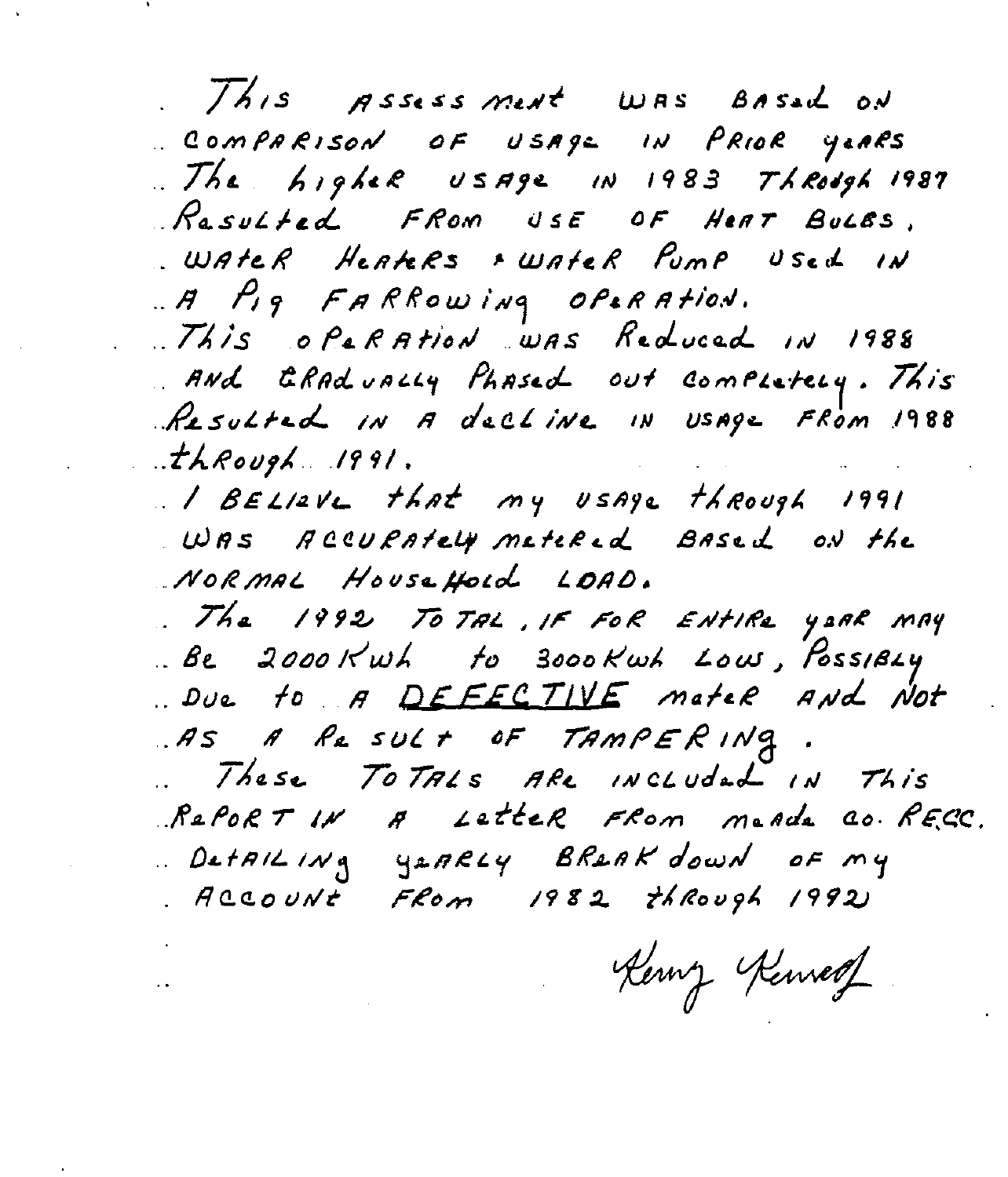This assessment was based on comparison of usage in prior years. The higher usage in 1983 through 1987 resulted from use of heat bulbs, water heaters & water pump used in a pig farrowing operation.

This operation was reduced in 1988 and gradually phased out completely. This resulted in a decline in usage from 1988 through 1991.

I believe that my usage through 1991 was accurately metered based on the normal household load.

The 1992 total, if for entire year may be 2000 Kwh to 3000 Kwh low, possibly due to a DEFECTIVE meter and not as a result of tampering.

These totals are included in this report in a letter from Meade Co. RECC. detailing yearly breakdown of my account from 1982 through 1992.

Kenny Kennedy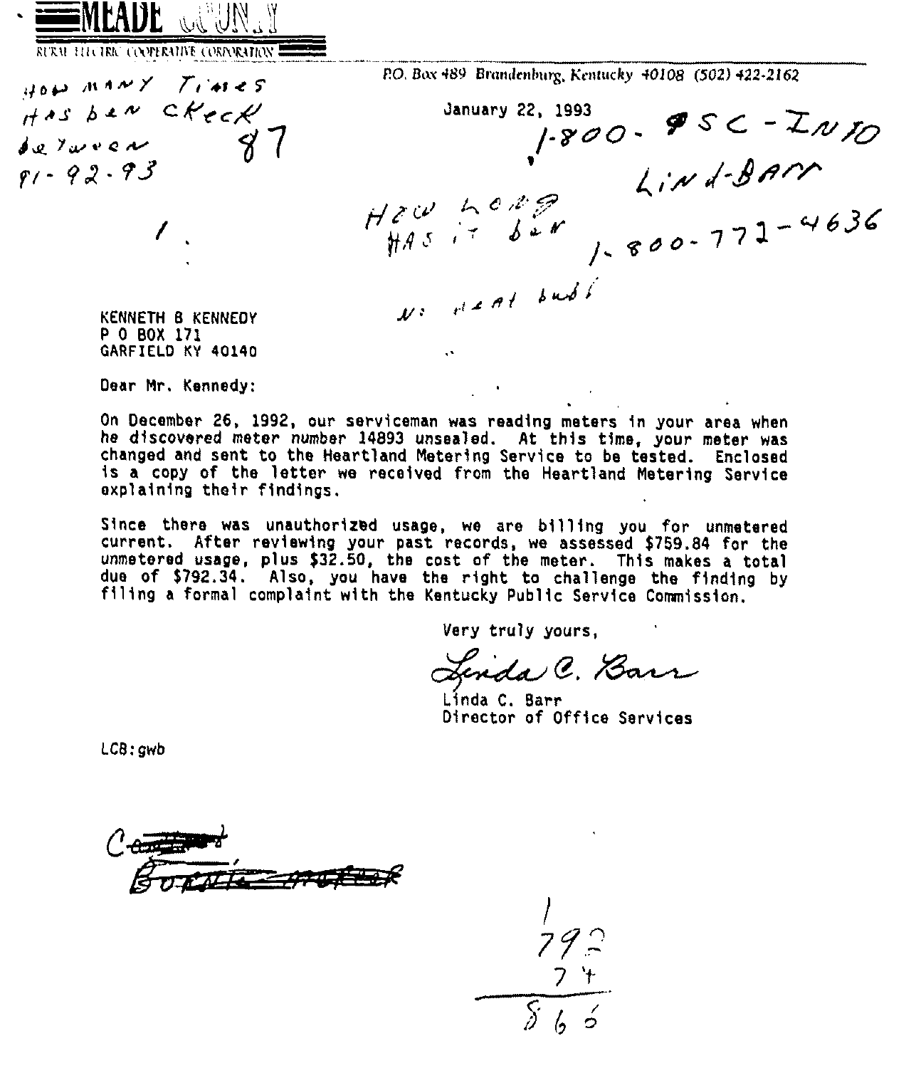**MEADE COUNTY**
RURAL ELECTRIC COOPERATIVE CORPORATION

P.O. Box 489 Brandenburg, Kentucky 40108 (502) 422-2162

How many times has ben check between 91-92-93 87

1.

January 22, 1993

1-800-PSC-INFO
Lind-Barr
How long has it ben 1-800-772-4636

N: heat bud?

KENNETH B KENNEDY
P O BOX 171
GARFIELD KY 40140

Dear Mr. Kennedy:

On December 26, 1992, our serviceman was reading meters in your area when he discovered meter number 14893 unsealed. At this time, your meter was changed and sent to the Heartland Metering Service to be tested. Enclosed is a copy of the letter we received from the Heartland Metering Service explaining their findings.

Since there was unauthorized usage, we are billing you for unmetered current. After reviewing your past records, we assessed $759.84 for the unmetered usage, plus $32.50, the cost of the meter. This makes a total due of $792.34. Also, you have the right to challenge the finding by filing a formal complaint with the Kentucky Public Service Commission.

Very truly yours,

Linda C. Barr
Linda C. Barr
Director of Office Services

LCB:gwb

C ~~....~~
~~......~~

792
74
866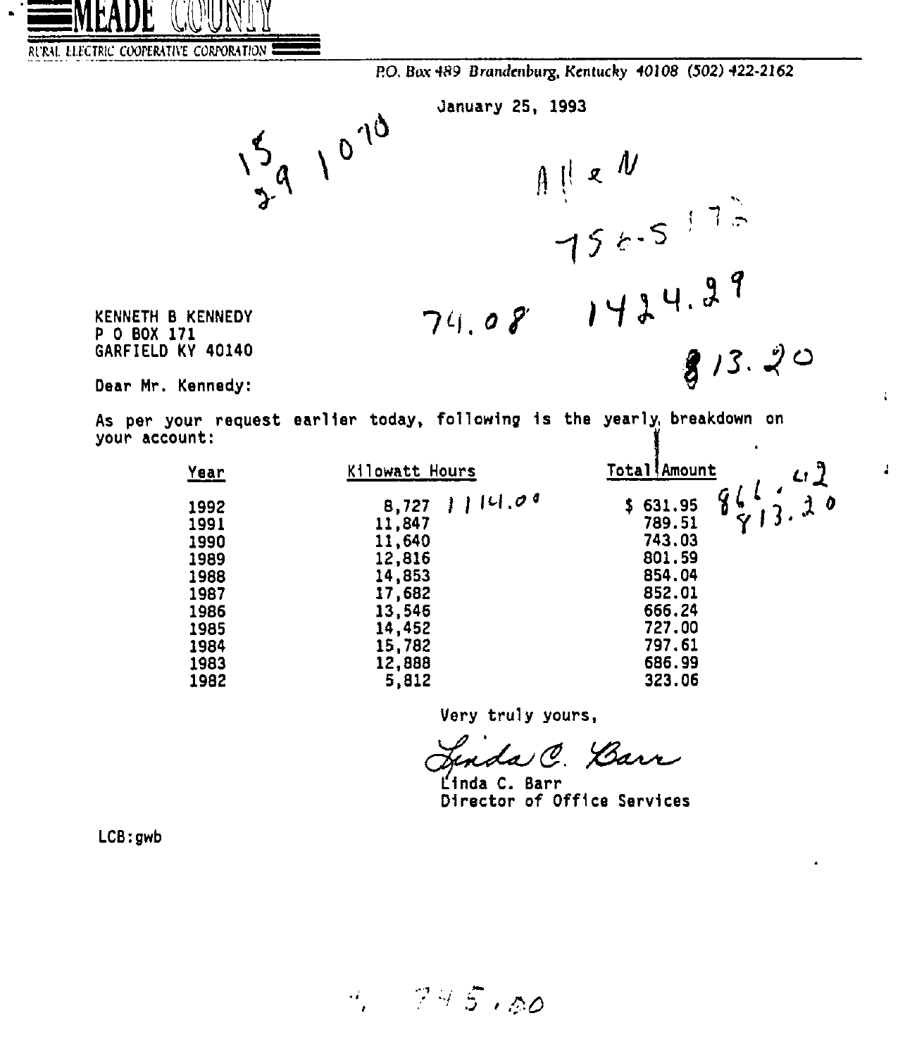# MEADE COUNTY

RURAL ELECTRIC COOPERATIVE CORPORATION

P.O. Box 489 Brandenburg, Kentucky 40108 (502) 422-2162

January 25, 1993

15
29 1070

Allen
756-5173

74.08 1424.29

813.20

KENNETH B KENNEDY
P O BOX 171
GARFIELD KY 40140

Dear Mr. Kennedy:

As per your request earlier today, following is the yearly breakdown on your account:

| Year | Kilowatt Hours | | Total Amount | |
|---|---|---|---|---|
| 1992 | 8,727 | 1114.00 | $ 631.95 | 861.42 / 813.20 |
| 1991 | 11,847 | | 789.51 | |
| 1990 | 11,640 | | 743.03 | |
| 1989 | 12,816 | | 801.59 | |
| 1988 | 14,853 | | 854.04 | |
| 1987 | 17,682 | | 852.01 | |
| 1986 | 13,546 | | 666.24 | |
| 1985 | 14,452 | | 727.00 | |
| 1984 | 15,782 | | 797.61 | |
| 1983 | 12,888 | | 686.99 | |
| 1982 | 5,812 | | 323.06 | |

Very truly yours,

*Linda C. Barr*

Linda C. Barr
Director of Office Services

LCB:gwb

4,745.00